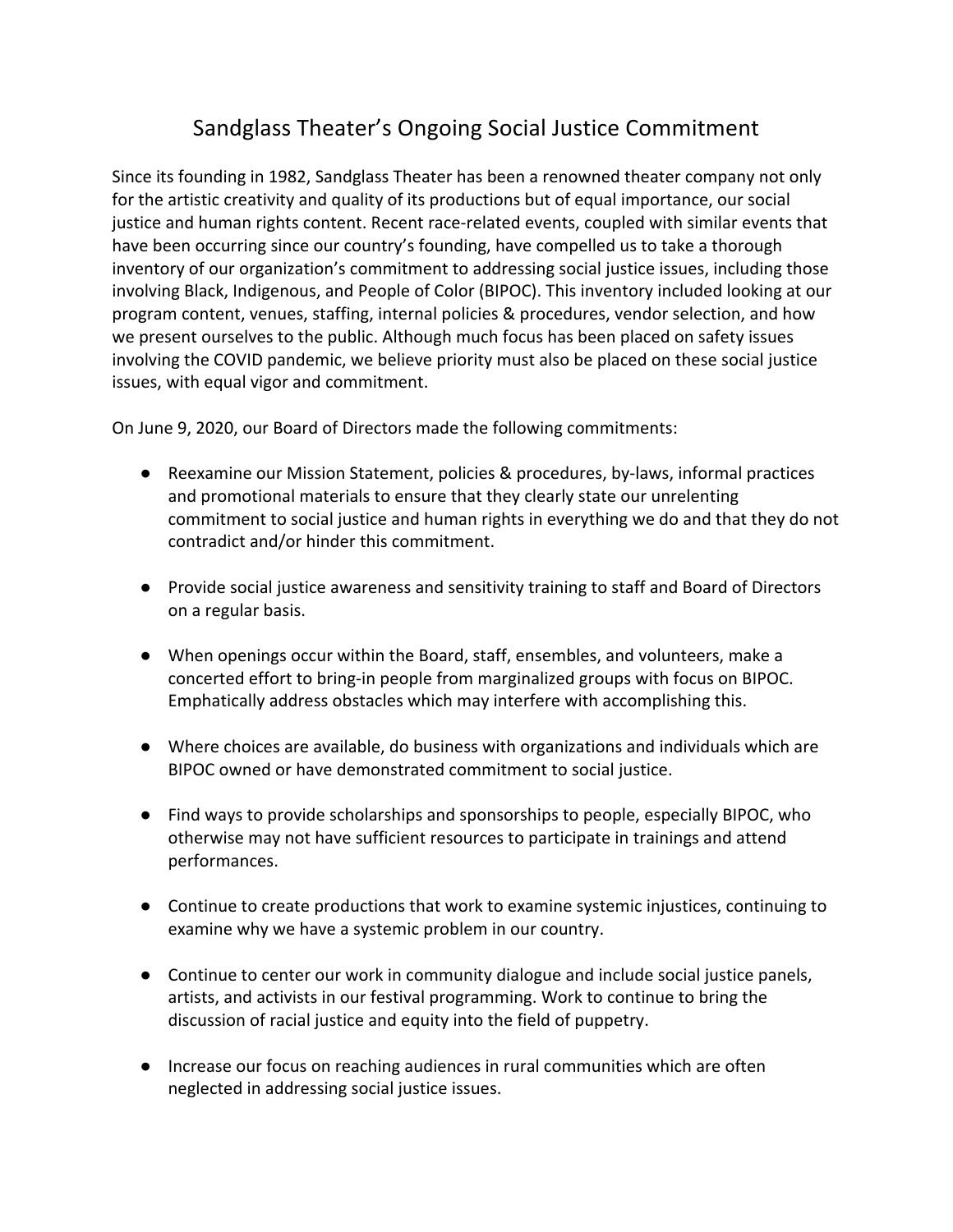# Sandglass Theater's Ongoing Social Justice Commitment

Since its founding in 1982, Sandglass Theater has been a renowned theater company not only for the artistic creativity and quality of its productions but of equal importance, our social justice and human rights content. Recent race-related events, coupled with similar events that have been occurring since our country's founding, have compelled us to take a thorough inventory of our organization's commitment to addressing social justice issues, including those involving Black, Indigenous, and People of Color (BIPOC). This inventory included looking at our program content, venues, staffing, internal policies & procedures, vendor selection, and how we present ourselves to the public. Although much focus has been placed on safety issues involving the COVID pandemic, we believe priority must also be placed on these social justice issues, with equal vigor and commitment.

On June 9, 2020, our Board of Directors made the following commitments:

- Reexamine our Mission Statement, policies & procedures, by-laws, informal practices and promotional materials to ensure that they clearly state our unrelenting commitment to social justice and human rights in everything we do and that they do not contradict and/or hinder this commitment.

- Provide social justice awareness and sensitivity training to staff and Board of Directors on a regular basis.

- When openings occur within the Board, staff, ensembles, and volunteers, make a concerted effort to bring-in people from marginalized groups with focus on BIPOC. Emphatically address obstacles which may interfere with accomplishing this.

- Where choices are available, do business with organizations and individuals which are BIPOC owned or have demonstrated commitment to social justice.

- Find ways to provide scholarships and sponsorships to people, especially BIPOC, who otherwise may not have sufficient resources to participate in trainings and attend performances.

- Continue to create productions that work to examine systemic injustices, continuing to examine why we have a systemic problem in our country.

- Continue to center our work in community dialogue and include social justice panels, artists, and activists in our festival programming. Work to continue to bring the discussion of racial justice and equity into the field of puppetry.

- Increase our focus on reaching audiences in rural communities which are often neglected in addressing social justice issues.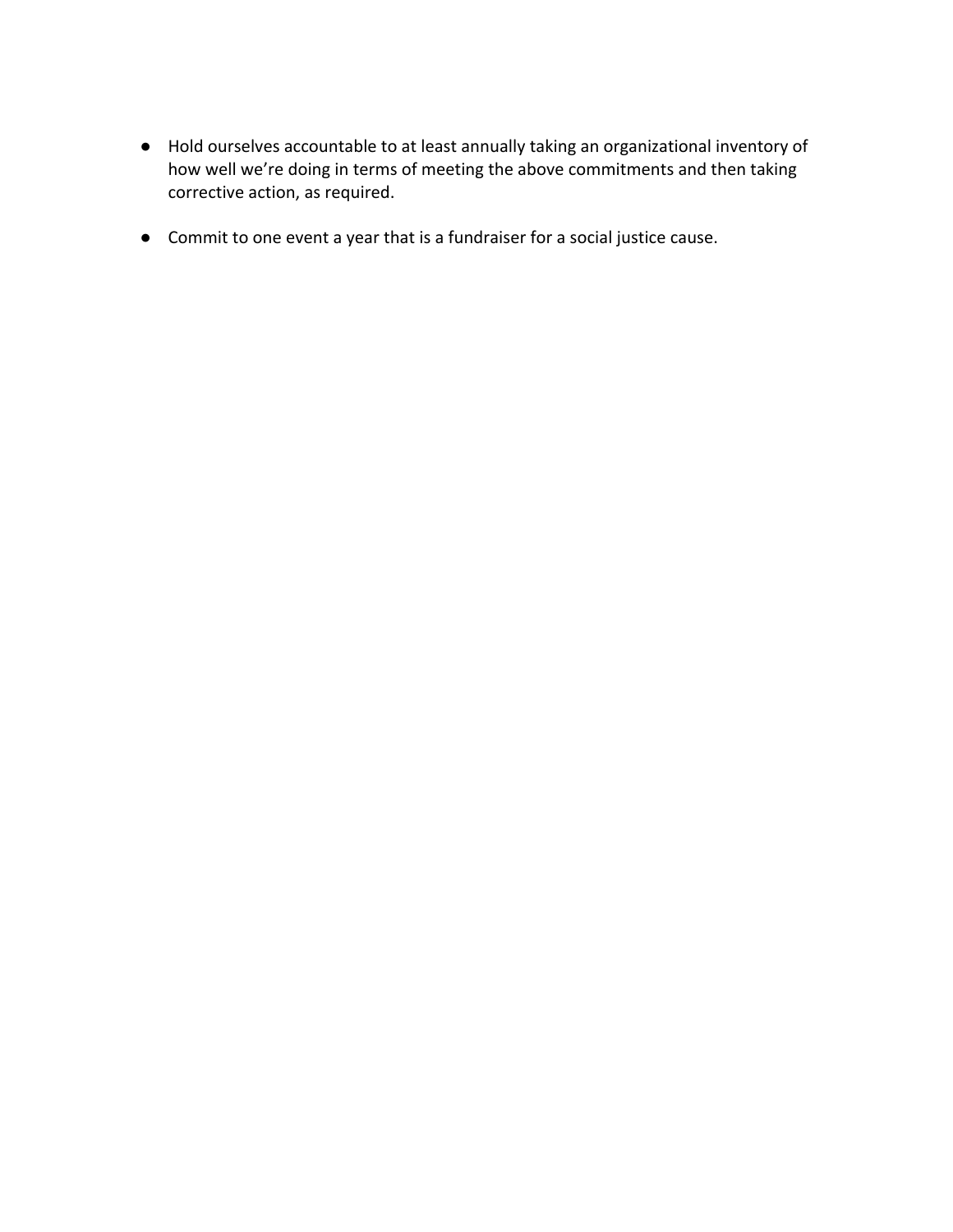- Hold ourselves accountable to at least annually taking an organizational inventory of how well we're doing in terms of meeting the above commitments and then taking corrective action, as required.

- Commit to one event a year that is a fundraiser for a social justice cause.